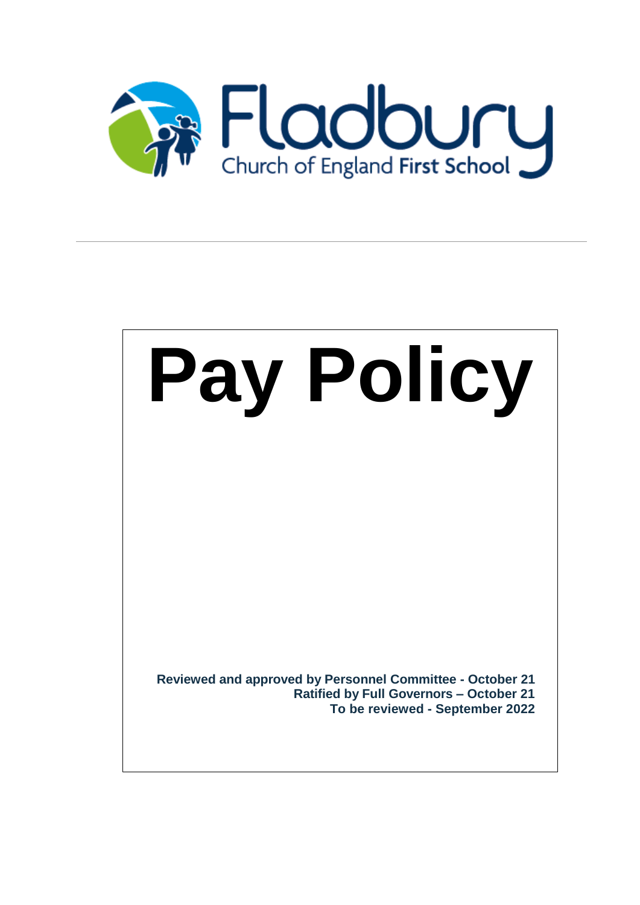Fladbury

Church of England First School

# Pay Policy

**Reviewed and approved by Personnel Committee - October 21**
**Ratified by Full Governors – October 21**
**To be reviewed - September 2022**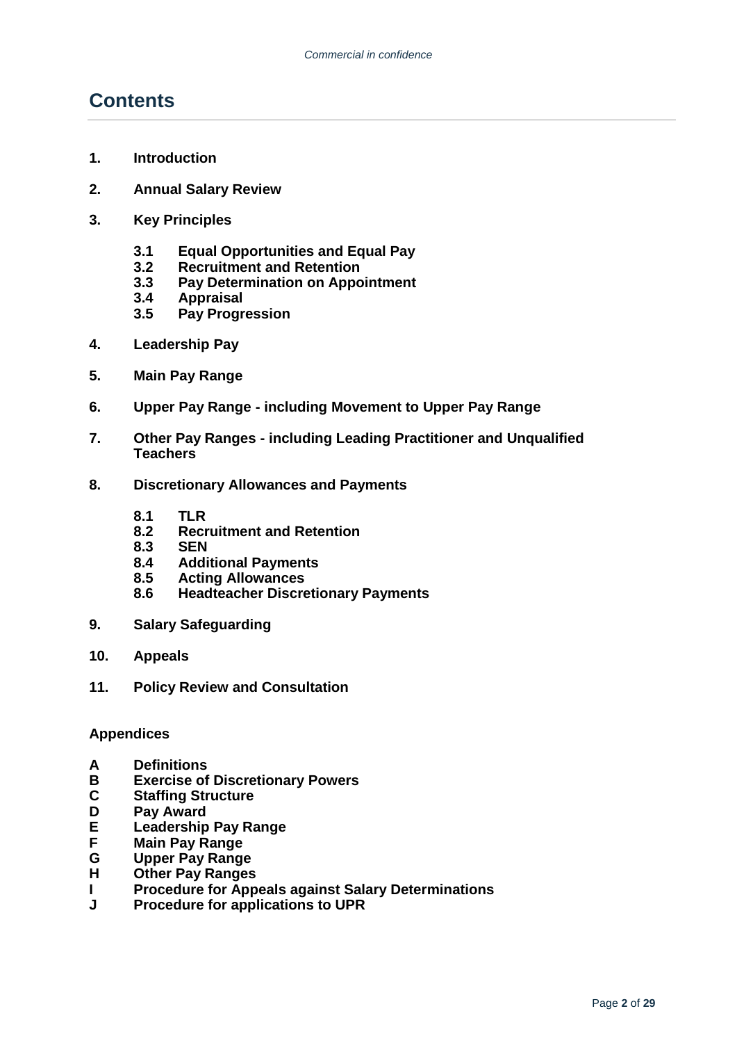# Contents

1. **Introduction**

2. **Annual Salary Review**

3. **Key Principles**

   - **3.1 Equal Opportunities and Equal Pay**
   - **3.2 Recruitment and Retention**
   - **3.3 Pay Determination on Appointment**
   - **3.4 Appraisal**
   - **3.5 Pay Progression**

4. **Leadership Pay**

5. **Main Pay Range**

6. **Upper Pay Range - including Movement to Upper Pay Range**

7. **Other Pay Ranges - including Leading Practitioner and Unqualified Teachers**

8. **Discretionary Allowances and Payments**

   - **8.1 TLR**
   - **8.2 Recruitment and Retention**
   - **8.3 SEN**
   - **8.4 Additional Payments**
   - **8.5 Acting Allowances**
   - **8.6 Headteacher Discretionary Payments**

9. **Salary Safeguarding**

10. **Appeals**

11. **Policy Review and Consultation**

**Appendices**

- **A Definitions**
- **B Exercise of Discretionary Powers**
- **C Staffing Structure**
- **D Pay Award**
- **E Leadership Pay Range**
- **F Main Pay Range**
- **G Upper Pay Range**
- **H Other Pay Ranges**
- **I Procedure for Appeals against Salary Determinations**
- **J Procedure for applications to UPR**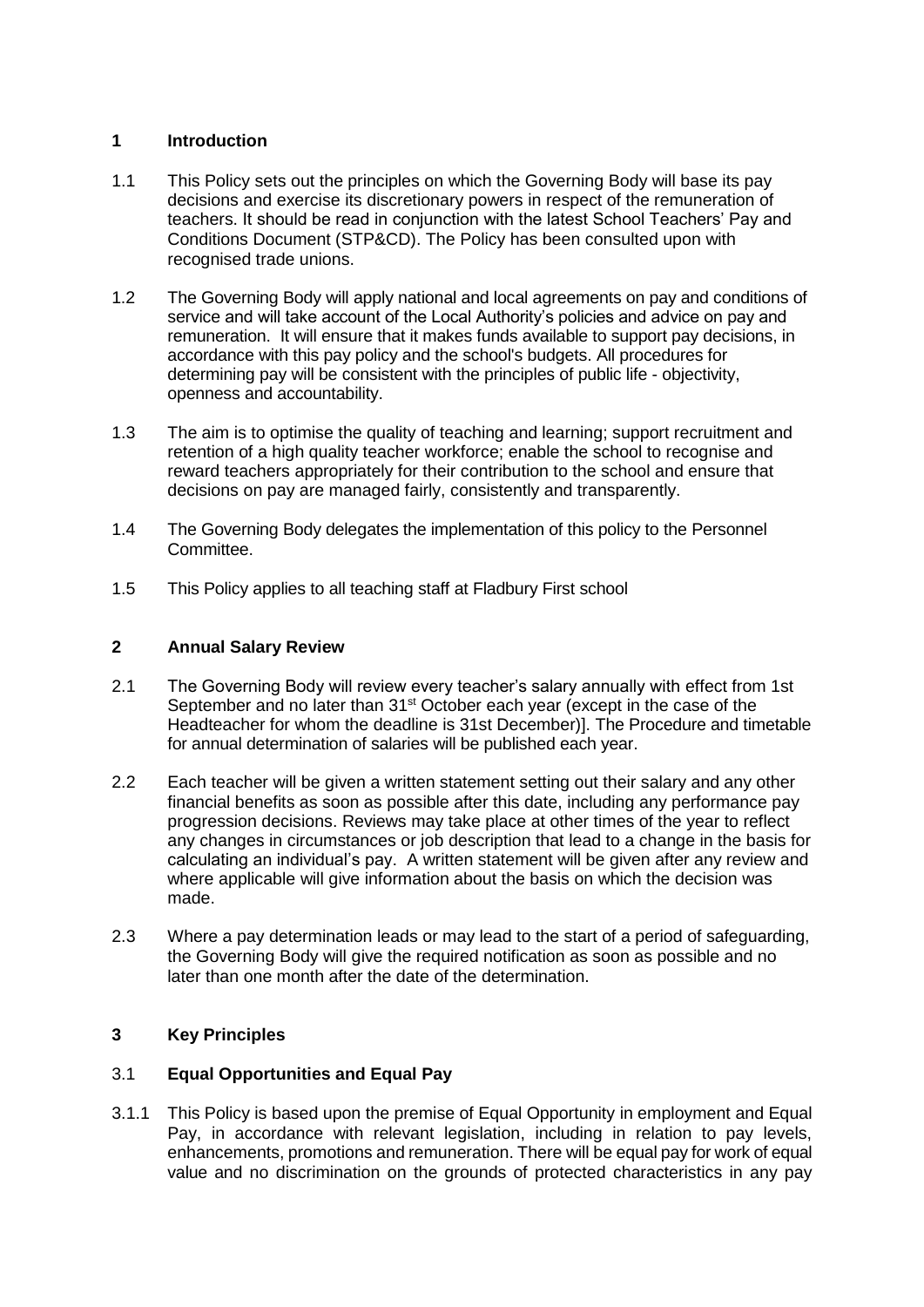## 1 Introduction

1.1 This Policy sets out the principles on which the Governing Body will base its pay decisions and exercise its discretionary powers in respect of the remuneration of teachers. It should be read in conjunction with the latest School Teachers' Pay and Conditions Document (STP&CD). The Policy has been consulted upon with recognised trade unions.

1.2 The Governing Body will apply national and local agreements on pay and conditions of service and will take account of the Local Authority's policies and advice on pay and remuneration. It will ensure that it makes funds available to support pay decisions, in accordance with this pay policy and the school's budgets. All procedures for determining pay will be consistent with the principles of public life - objectivity, openness and accountability.

1.3 The aim is to optimise the quality of teaching and learning; support recruitment and retention of a high quality teacher workforce; enable the school to recognise and reward teachers appropriately for their contribution to the school and ensure that decisions on pay are managed fairly, consistently and transparently.

1.4 The Governing Body delegates the implementation of this policy to the Personnel Committee.

1.5 This Policy applies to all teaching staff at Fladbury First school

## 2 Annual Salary Review

2.1 The Governing Body will review every teacher's salary annually with effect from 1st September and no later than 31st October each year (except in the case of the Headteacher for whom the deadline is 31st December)]. The Procedure and timetable for annual determination of salaries will be published each year.

2.2 Each teacher will be given a written statement setting out their salary and any other financial benefits as soon as possible after this date, including any performance pay progression decisions. Reviews may take place at other times of the year to reflect any changes in circumstances or job description that lead to a change in the basis for calculating an individual's pay. A written statement will be given after any review and where applicable will give information about the basis on which the decision was made.

2.3 Where a pay determination leads or may lead to the start of a period of safeguarding, the Governing Body will give the required notification as soon as possible and no later than one month after the date of the determination.

## 3 Key Principles

### 3.1 Equal Opportunities and Equal Pay

3.1.1 This Policy is based upon the premise of Equal Opportunity in employment and Equal Pay, in accordance with relevant legislation, including in relation to pay levels, enhancements, promotions and remuneration. There will be equal pay for work of equal value and no discrimination on the grounds of protected characteristics in any pay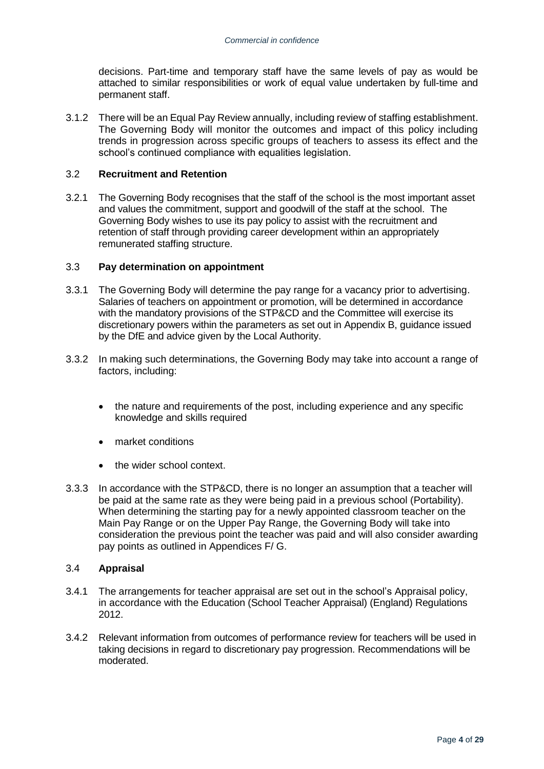decisions. Part-time and temporary staff have the same levels of pay as would be attached to similar responsibilities or work of equal value undertaken by full-time and permanent staff.

3.1.2 There will be an Equal Pay Review annually, including review of staffing establishment. The Governing Body will monitor the outcomes and impact of this policy including trends in progression across specific groups of teachers to assess its effect and the school's continued compliance with equalities legislation.

### 3.2 Recruitment and Retention

3.2.1 The Governing Body recognises that the staff of the school is the most important asset and values the commitment, support and goodwill of the staff at the school. The Governing Body wishes to use its pay policy to assist with the recruitment and retention of staff through providing career development within an appropriately remunerated staffing structure.

### 3.3 Pay determination on appointment

3.3.1 The Governing Body will determine the pay range for a vacancy prior to advertising. Salaries of teachers on appointment or promotion, will be determined in accordance with the mandatory provisions of the STP&CD and the Committee will exercise its discretionary powers within the parameters as set out in Appendix B, guidance issued by the DfE and advice given by the Local Authority.

3.3.2 In making such determinations, the Governing Body may take into account a range of factors, including:

- the nature and requirements of the post, including experience and any specific knowledge and skills required
- market conditions
- the wider school context.

3.3.3 In accordance with the STP&CD, there is no longer an assumption that a teacher will be paid at the same rate as they were being paid in a previous school (Portability). When determining the starting pay for a newly appointed classroom teacher on the Main Pay Range or on the Upper Pay Range, the Governing Body will take into consideration the previous point the teacher was paid and will also consider awarding pay points as outlined in Appendices F/ G.

### 3.4 Appraisal

3.4.1 The arrangements for teacher appraisal are set out in the school's Appraisal policy, in accordance with the Education (School Teacher Appraisal) (England) Regulations 2012.

3.4.2 Relevant information from outcomes of performance review for teachers will be used in taking decisions in regard to discretionary pay progression. Recommendations will be moderated.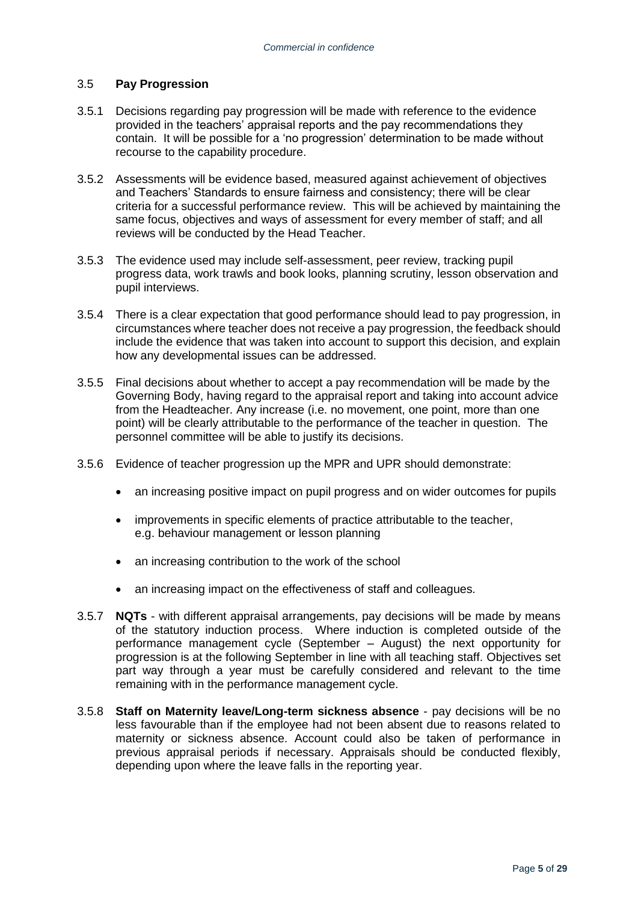### 3.5 **Pay Progression**

3.5.1 Decisions regarding pay progression will be made with reference to the evidence provided in the teachers' appraisal reports and the pay recommendations they contain. It will be possible for a 'no progression' determination to be made without recourse to the capability procedure.

3.5.2 Assessments will be evidence based, measured against achievement of objectives and Teachers' Standards to ensure fairness and consistency; there will be clear criteria for a successful performance review. This will be achieved by maintaining the same focus, objectives and ways of assessment for every member of staff; and all reviews will be conducted by the Head Teacher.

3.5.3 The evidence used may include self-assessment, peer review, tracking pupil progress data, work trawls and book looks, planning scrutiny, lesson observation and pupil interviews.

3.5.4 There is a clear expectation that good performance should lead to pay progression, in circumstances where teacher does not receive a pay progression, the feedback should include the evidence that was taken into account to support this decision, and explain how any developmental issues can be addressed.

3.5.5 Final decisions about whether to accept a pay recommendation will be made by the Governing Body, having regard to the appraisal report and taking into account advice from the Headteacher. Any increase (i.e. no movement, one point, more than one point) will be clearly attributable to the performance of the teacher in question. The personnel committee will be able to justify its decisions.

3.5.6 Evidence of teacher progression up the MPR and UPR should demonstrate:

- an increasing positive impact on pupil progress and on wider outcomes for pupils
- improvements in specific elements of practice attributable to the teacher, e.g. behaviour management or lesson planning
- an increasing contribution to the work of the school
- an increasing impact on the effectiveness of staff and colleagues.

3.5.7 **NQTs** - with different appraisal arrangements, pay decisions will be made by means of the statutory induction process. Where induction is completed outside of the performance management cycle (September – August) the next opportunity for progression is at the following September in line with all teaching staff. Objectives set part way through a year must be carefully considered and relevant to the time remaining with in the performance management cycle.

3.5.8 **Staff on Maternity leave/Long-term sickness absence** - pay decisions will be no less favourable than if the employee had not been absent due to reasons related to maternity or sickness absence. Account could also be taken of performance in previous appraisal periods if necessary. Appraisals should be conducted flexibly, depending upon where the leave falls in the reporting year.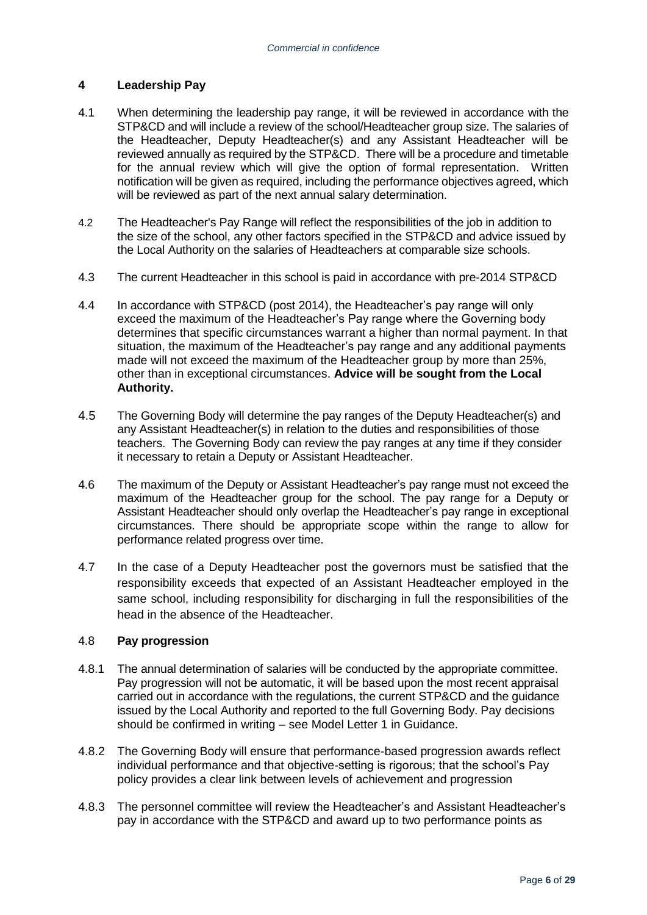## 4 Leadership Pay

4.1 When determining the leadership pay range, it will be reviewed in accordance with the STP&CD and will include a review of the school/Headteacher group size. The salaries of the Headteacher, Deputy Headteacher(s) and any Assistant Headteacher will be reviewed annually as required by the STP&CD. There will be a procedure and timetable for the annual review which will give the option of formal representation. Written notification will be given as required, including the performance objectives agreed, which will be reviewed as part of the next annual salary determination.

4.2 The Headteacher's Pay Range will reflect the responsibilities of the job in addition to the size of the school, any other factors specified in the STP&CD and advice issued by the Local Authority on the salaries of Headteachers at comparable size schools.

4.3 The current Headteacher in this school is paid in accordance with pre-2014 STP&CD

4.4 In accordance with STP&CD (post 2014), the Headteacher's pay range will only exceed the maximum of the Headteacher's Pay range where the Governing body determines that specific circumstances warrant a higher than normal payment. In that situation, the maximum of the Headteacher's pay range and any additional payments made will not exceed the maximum of the Headteacher group by more than 25%, other than in exceptional circumstances. **Advice will be sought from the Local Authority.**

4.5 The Governing Body will determine the pay ranges of the Deputy Headteacher(s) and any Assistant Headteacher(s) in relation to the duties and responsibilities of those teachers. The Governing Body can review the pay ranges at any time if they consider it necessary to retain a Deputy or Assistant Headteacher.

4.6 The maximum of the Deputy or Assistant Headteacher's pay range must not exceed the maximum of the Headteacher group for the school. The pay range for a Deputy or Assistant Headteacher should only overlap the Headteacher's pay range in exceptional circumstances. There should be appropriate scope within the range to allow for performance related progress over time.

4.7 In the case of a Deputy Headteacher post the governors must be satisfied that the responsibility exceeds that expected of an Assistant Headteacher employed in the same school, including responsibility for discharging in full the responsibilities of the head in the absence of the Headteacher.

### 4.8 Pay progression

4.8.1 The annual determination of salaries will be conducted by the appropriate committee. Pay progression will not be automatic, it will be based upon the most recent appraisal carried out in accordance with the regulations, the current STP&CD and the guidance issued by the Local Authority and reported to the full Governing Body. Pay decisions should be confirmed in writing – see Model Letter 1 in Guidance.

4.8.2 The Governing Body will ensure that performance-based progression awards reflect individual performance and that objective-setting is rigorous; that the school's Pay policy provides a clear link between levels of achievement and progression

4.8.3 The personnel committee will review the Headteacher's and Assistant Headteacher's pay in accordance with the STP&CD and award up to two performance points as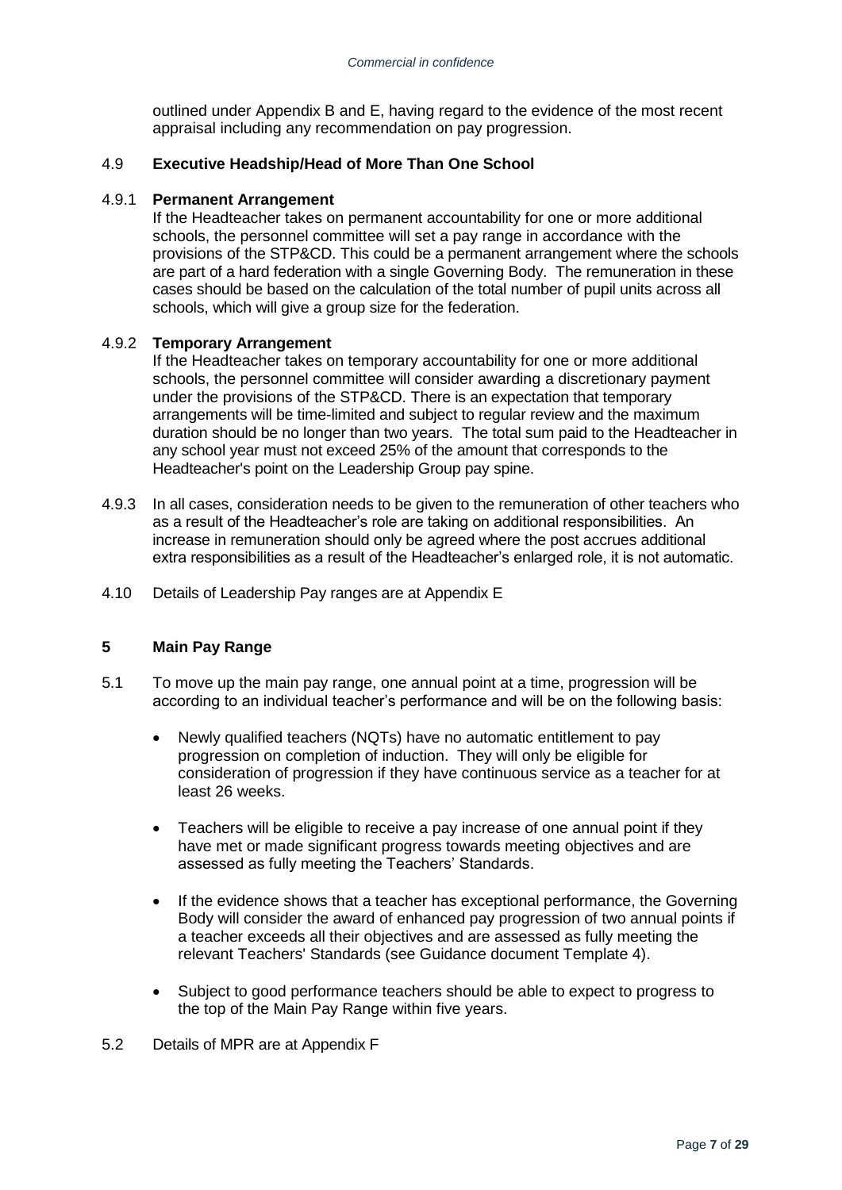outlined under Appendix B and E, having regard to the evidence of the most recent appraisal including any recommendation on pay progression.

### 4.9 Executive Headship/Head of More Than One School

#### 4.9.1 Permanent Arrangement

If the Headteacher takes on permanent accountability for one or more additional schools, the personnel committee will set a pay range in accordance with the provisions of the STP&CD. This could be a permanent arrangement where the schools are part of a hard federation with a single Governing Body. The remuneration in these cases should be based on the calculation of the total number of pupil units across all schools, which will give a group size for the federation.

#### 4.9.2 Temporary Arrangement

If the Headteacher takes on temporary accountability for one or more additional schools, the personnel committee will consider awarding a discretionary payment under the provisions of the STP&CD. There is an expectation that temporary arrangements will be time-limited and subject to regular review and the maximum duration should be no longer than two years. The total sum paid to the Headteacher in any school year must not exceed 25% of the amount that corresponds to the Headteacher's point on the Leadership Group pay spine.

4.9.3 In all cases, consideration needs to be given to the remuneration of other teachers who as a result of the Headteacher's role are taking on additional responsibilities. An increase in remuneration should only be agreed where the post accrues additional extra responsibilities as a result of the Headteacher's enlarged role, it is not automatic.

4.10 Details of Leadership Pay ranges are at Appendix E

## 5 Main Pay Range

5.1 To move up the main pay range, one annual point at a time, progression will be according to an individual teacher's performance and will be on the following basis:

- Newly qualified teachers (NQTs) have no automatic entitlement to pay progression on completion of induction. They will only be eligible for consideration of progression if they have continuous service as a teacher for at least 26 weeks.
- Teachers will be eligible to receive a pay increase of one annual point if they have met or made significant progress towards meeting objectives and are assessed as fully meeting the Teachers' Standards.
- If the evidence shows that a teacher has exceptional performance, the Governing Body will consider the award of enhanced pay progression of two annual points if a teacher exceeds all their objectives and are assessed as fully meeting the relevant Teachers' Standards (see Guidance document Template 4).
- Subject to good performance teachers should be able to expect to progress to the top of the Main Pay Range within five years.

5.2 Details of MPR are at Appendix F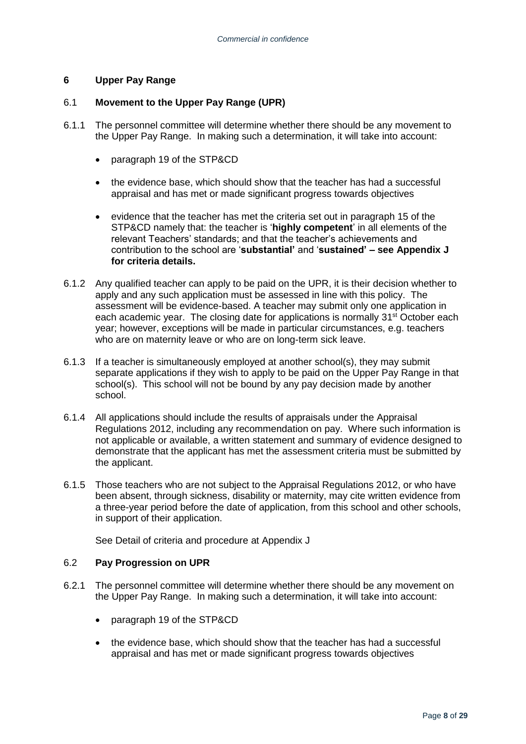## 6 Upper Pay Range

### 6.1 Movement to the Upper Pay Range (UPR)

6.1.1 The personnel committee will determine whether there should be any movement to the Upper Pay Range. In making such a determination, it will take into account:

- paragraph 19 of the STP&CD
- the evidence base, which should show that the teacher has had a successful appraisal and has met or made significant progress towards objectives
- evidence that the teacher has met the criteria set out in paragraph 15 of the STP&CD namely that: the teacher is '**highly competent**' in all elements of the relevant Teachers' standards; and that the teacher's achievements and contribution to the school are '**substantial'** and '**sustained' – see Appendix J for criteria details.**

6.1.2 Any qualified teacher can apply to be paid on the UPR, it is their decision whether to apply and any such application must be assessed in line with this policy. The assessment will be evidence-based. A teacher may submit only one application in each academic year. The closing date for applications is normally 31st October each year; however, exceptions will be made in particular circumstances, e.g. teachers who are on maternity leave or who are on long-term sick leave.

6.1.3 If a teacher is simultaneously employed at another school(s), they may submit separate applications if they wish to apply to be paid on the Upper Pay Range in that school(s). This school will not be bound by any pay decision made by another school.

6.1.4 All applications should include the results of appraisals under the Appraisal Regulations 2012, including any recommendation on pay. Where such information is not applicable or available, a written statement and summary of evidence designed to demonstrate that the applicant has met the assessment criteria must be submitted by the applicant.

6.1.5 Those teachers who are not subject to the Appraisal Regulations 2012, or who have been absent, through sickness, disability or maternity, may cite written evidence from a three-year period before the date of application, from this school and other schools, in support of their application.

See Detail of criteria and procedure at Appendix J

### 6.2 Pay Progression on UPR

6.2.1 The personnel committee will determine whether there should be any movement on the Upper Pay Range. In making such a determination, it will take into account:

- paragraph 19 of the STP&CD
- the evidence base, which should show that the teacher has had a successful appraisal and has met or made significant progress towards objectives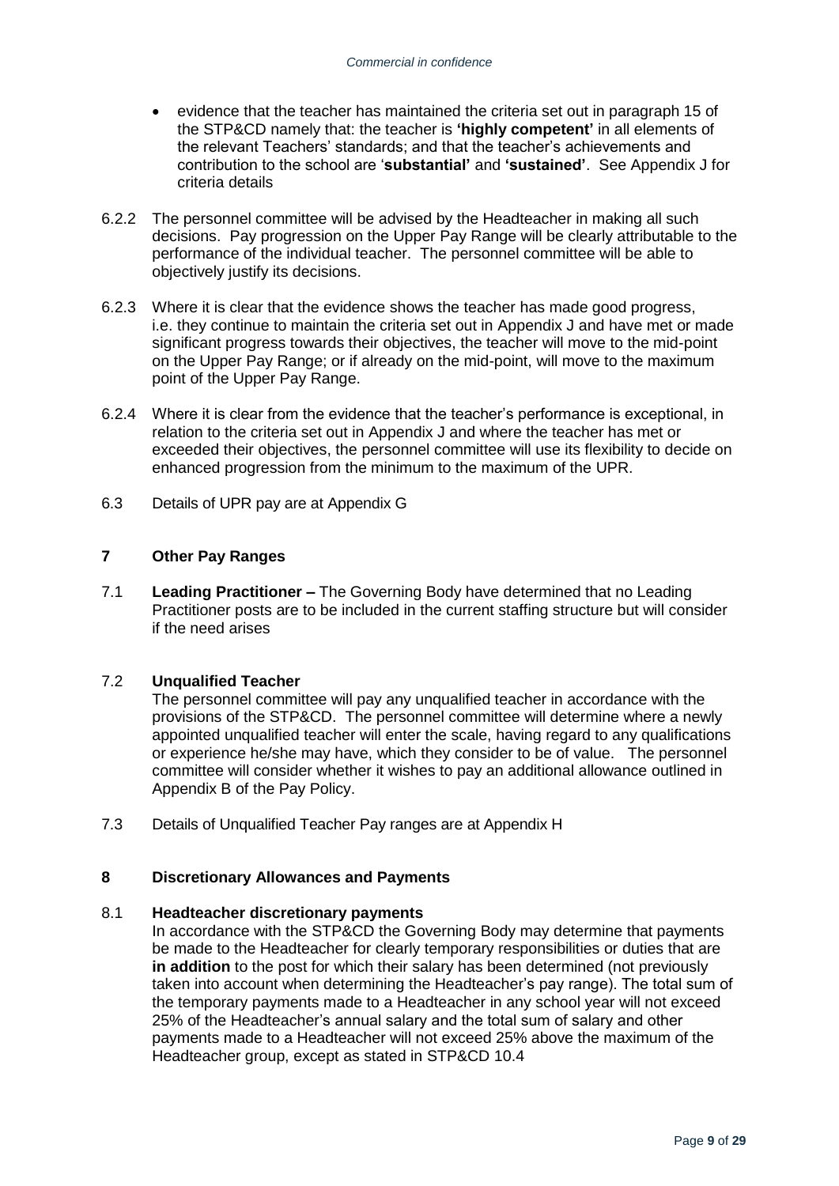- evidence that the teacher has maintained the criteria set out in paragraph 15 of the STP&CD namely that: the teacher is **'highly competent'** in all elements of the relevant Teachers' standards; and that the teacher's achievements and contribution to the school are '**substantial'** and **'sustained'**. See Appendix J for criteria details

6.2.2 The personnel committee will be advised by the Headteacher in making all such decisions. Pay progression on the Upper Pay Range will be clearly attributable to the performance of the individual teacher. The personnel committee will be able to objectively justify its decisions.

6.2.3 Where it is clear that the evidence shows the teacher has made good progress, i.e. they continue to maintain the criteria set out in Appendix J and have met or made significant progress towards their objectives, the teacher will move to the mid-point on the Upper Pay Range; or if already on the mid-point, will move to the maximum point of the Upper Pay Range.

6.2.4 Where it is clear from the evidence that the teacher's performance is exceptional, in relation to the criteria set out in Appendix J and where the teacher has met or exceeded their objectives, the personnel committee will use its flexibility to decide on enhanced progression from the minimum to the maximum of the UPR.

6.3 Details of UPR pay are at Appendix G

## 7 Other Pay Ranges

7.1 **Leading Practitioner –** The Governing Body have determined that no Leading Practitioner posts are to be included in the current staffing structure but will consider if the need arises

7.2 **Unqualified Teacher**

The personnel committee will pay any unqualified teacher in accordance with the provisions of the STP&CD. The personnel committee will determine where a newly appointed unqualified teacher will enter the scale, having regard to any qualifications or experience he/she may have, which they consider to be of value. The personnel committee will consider whether it wishes to pay an additional allowance outlined in Appendix B of the Pay Policy.

7.3 Details of Unqualified Teacher Pay ranges are at Appendix H

## 8 Discretionary Allowances and Payments

8.1 **Headteacher discretionary payments**

In accordance with the STP&CD the Governing Body may determine that payments be made to the Headteacher for clearly temporary responsibilities or duties that are **in addition** to the post for which their salary has been determined (not previously taken into account when determining the Headteacher's pay range). The total sum of the temporary payments made to a Headteacher in any school year will not exceed 25% of the Headteacher's annual salary and the total sum of salary and other payments made to a Headteacher will not exceed 25% above the maximum of the Headteacher group, except as stated in STP&CD 10.4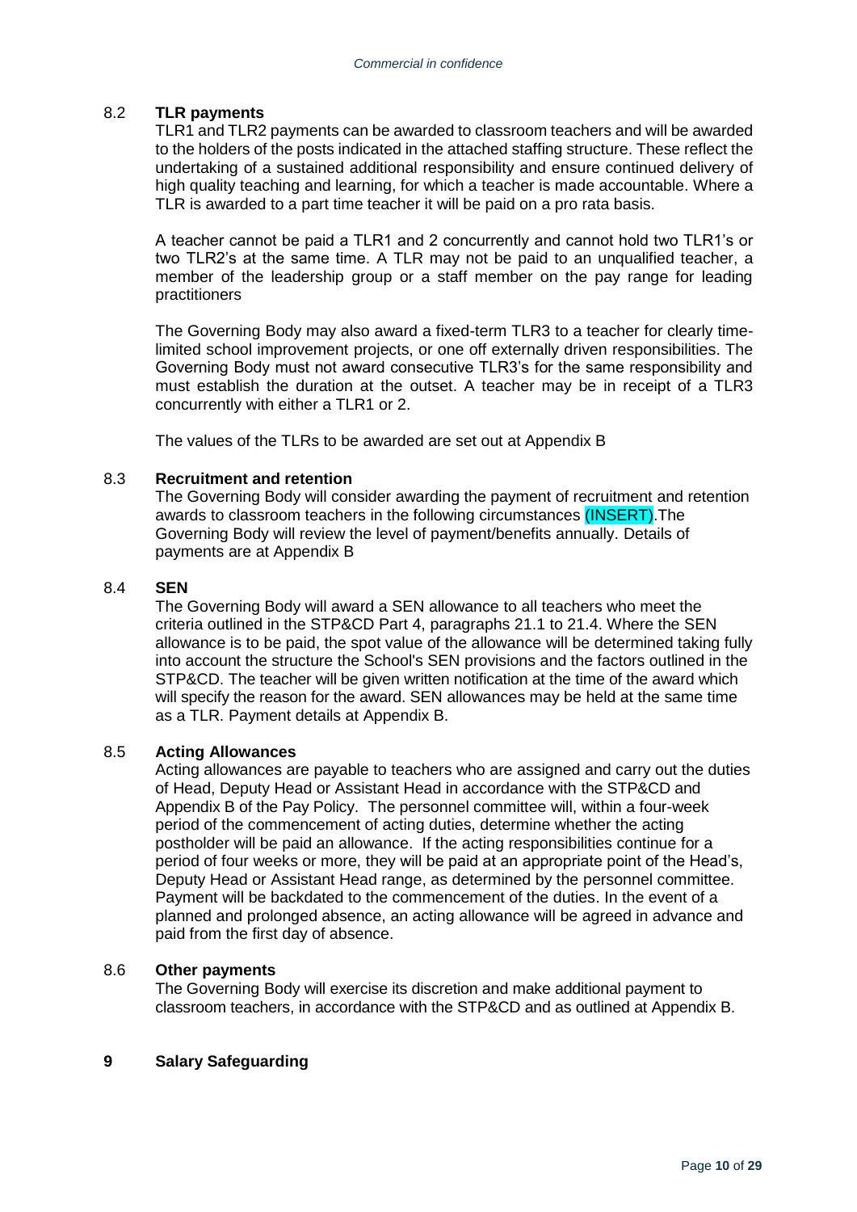### 8.2 TLR payments

TLR1 and TLR2 payments can be awarded to classroom teachers and will be awarded to the holders of the posts indicated in the attached staffing structure. These reflect the undertaking of a sustained additional responsibility and ensure continued delivery of high quality teaching and learning, for which a teacher is made accountable. Where a TLR is awarded to a part time teacher it will be paid on a pro rata basis.

A teacher cannot be paid a TLR1 and 2 concurrently and cannot hold two TLR1's or two TLR2's at the same time. A TLR may not be paid to an unqualified teacher, a member of the leadership group or a staff member on the pay range for leading practitioners

The Governing Body may also award a fixed-term TLR3 to a teacher for clearly time-limited school improvement projects, or one off externally driven responsibilities. The Governing Body must not award consecutive TLR3's for the same responsibility and must establish the duration at the outset. A teacher may be in receipt of a TLR3 concurrently with either a TLR1 or 2.

The values of the TLRs to be awarded are set out at Appendix B

### 8.3 Recruitment and retention

The Governing Body will consider awarding the payment of recruitment and retention awards to classroom teachers in the following circumstances (INSERT).The Governing Body will review the level of payment/benefits annually. Details of payments are at Appendix B

### 8.4 SEN

The Governing Body will award a SEN allowance to all teachers who meet the criteria outlined in the STP&CD Part 4, paragraphs 21.1 to 21.4. Where the SEN allowance is to be paid, the spot value of the allowance will be determined taking fully into account the structure the School's SEN provisions and the factors outlined in the STP&CD. The teacher will be given written notification at the time of the award which will specify the reason for the award. SEN allowances may be held at the same time as a TLR. Payment details at Appendix B.

### 8.5 Acting Allowances

Acting allowances are payable to teachers who are assigned and carry out the duties of Head, Deputy Head or Assistant Head in accordance with the STP&CD and Appendix B of the Pay Policy. The personnel committee will, within a four-week period of the commencement of acting duties, determine whether the acting postholder will be paid an allowance. If the acting responsibilities continue for a period of four weeks or more, they will be paid at an appropriate point of the Head's, Deputy Head or Assistant Head range, as determined by the personnel committee. Payment will be backdated to the commencement of the duties. In the event of a planned and prolonged absence, an acting allowance will be agreed in advance and paid from the first day of absence.

### 8.6 Other payments

The Governing Body will exercise its discretion and make additional payment to classroom teachers, in accordance with the STP&CD and as outlined at Appendix B.

## 9 Salary Safeguarding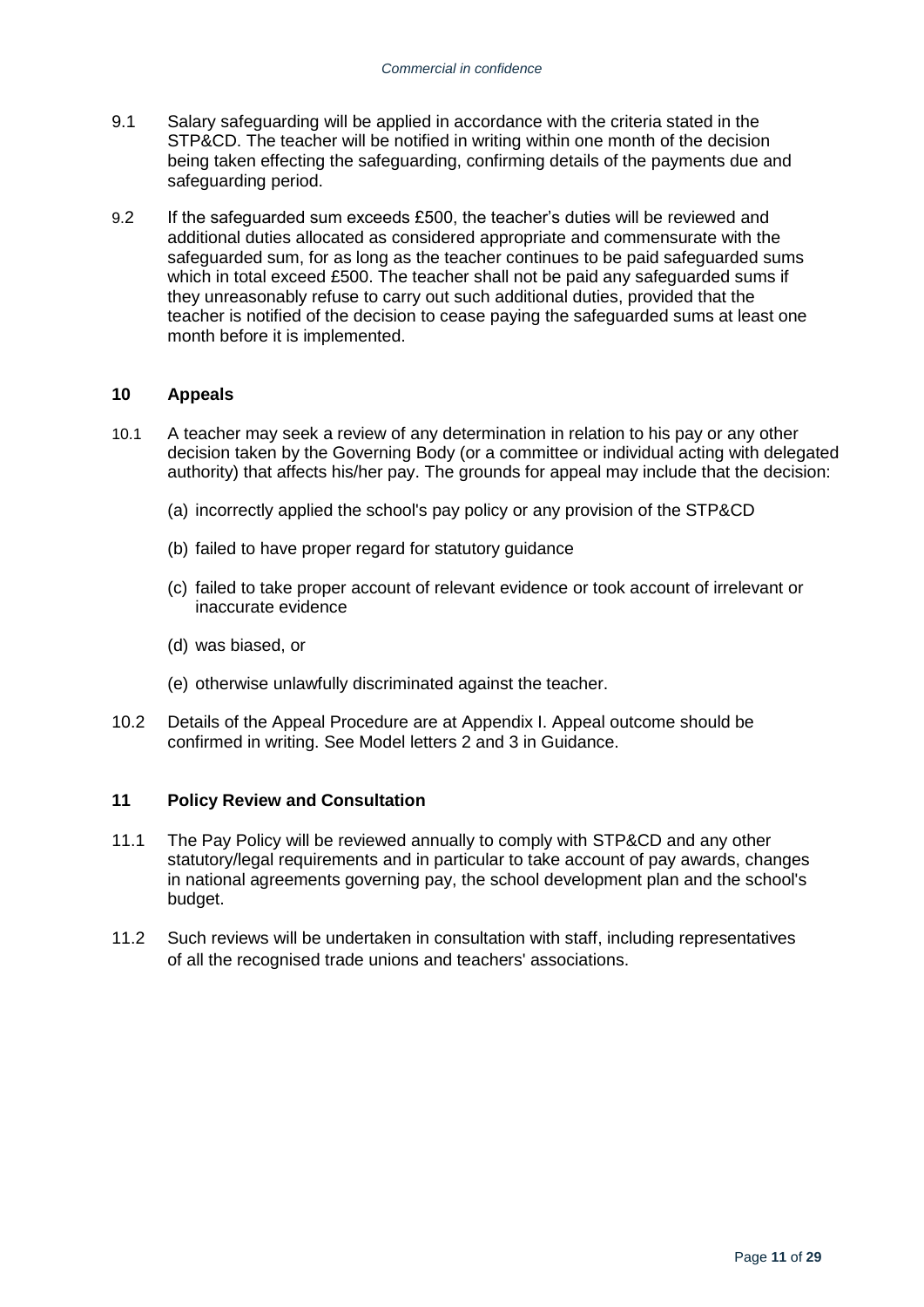9.1 Salary safeguarding will be applied in accordance with the criteria stated in the STP&CD. The teacher will be notified in writing within one month of the decision being taken effecting the safeguarding, confirming details of the payments due and safeguarding period.

9.2 If the safeguarded sum exceeds £500, the teacher's duties will be reviewed and additional duties allocated as considered appropriate and commensurate with the safeguarded sum, for as long as the teacher continues to be paid safeguarded sums which in total exceed £500. The teacher shall not be paid any safeguarded sums if they unreasonably refuse to carry out such additional duties, provided that the teacher is notified of the decision to cease paying the safeguarded sums at least one month before it is implemented.

## 10 Appeals

10.1 A teacher may seek a review of any determination in relation to his pay or any other decision taken by the Governing Body (or a committee or individual acting with delegated authority) that affects his/her pay. The grounds for appeal may include that the decision:

(a) incorrectly applied the school's pay policy or any provision of the STP&CD

(b) failed to have proper regard for statutory guidance

(c) failed to take proper account of relevant evidence or took account of irrelevant or inaccurate evidence

(d) was biased, or

(e) otherwise unlawfully discriminated against the teacher.

10.2 Details of the Appeal Procedure are at Appendix I. Appeal outcome should be confirmed in writing. See Model letters 2 and 3 in Guidance.

## 11 Policy Review and Consultation

11.1 The Pay Policy will be reviewed annually to comply with STP&CD and any other statutory/legal requirements and in particular to take account of pay awards, changes in national agreements governing pay, the school development plan and the school's budget.

11.2 Such reviews will be undertaken in consultation with staff, including representatives of all the recognised trade unions and teachers' associations.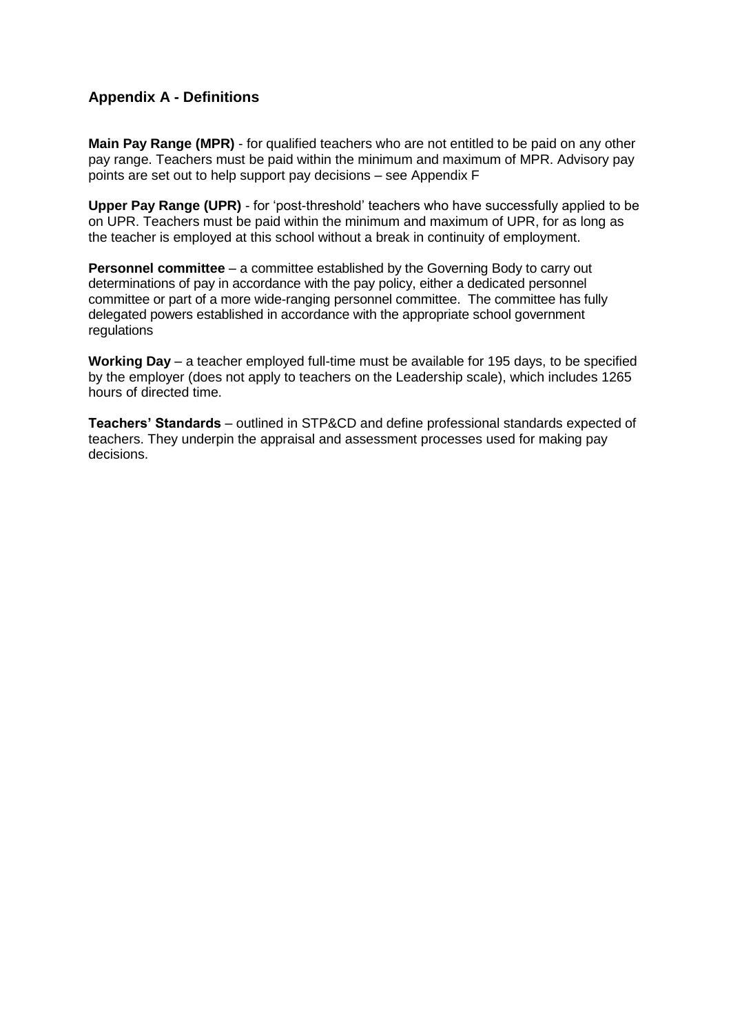## Appendix A - Definitions

**Main Pay Range (MPR)** - for qualified teachers who are not entitled to be paid on any other pay range. Teachers must be paid within the minimum and maximum of MPR. Advisory pay points are set out to help support pay decisions – see Appendix F

**Upper Pay Range (UPR)** - for 'post-threshold' teachers who have successfully applied to be on UPR. Teachers must be paid within the minimum and maximum of UPR, for as long as the teacher is employed at this school without a break in continuity of employment.

**Personnel committee** – a committee established by the Governing Body to carry out determinations of pay in accordance with the pay policy, either a dedicated personnel committee or part of a more wide-ranging personnel committee. The committee has fully delegated powers established in accordance with the appropriate school government regulations

**Working Day** – a teacher employed full-time must be available for 195 days, to be specified by the employer (does not apply to teachers on the Leadership scale), which includes 1265 hours of directed time.

**Teachers' Standards** – outlined in STP&CD and define professional standards expected of teachers. They underpin the appraisal and assessment processes used for making pay decisions.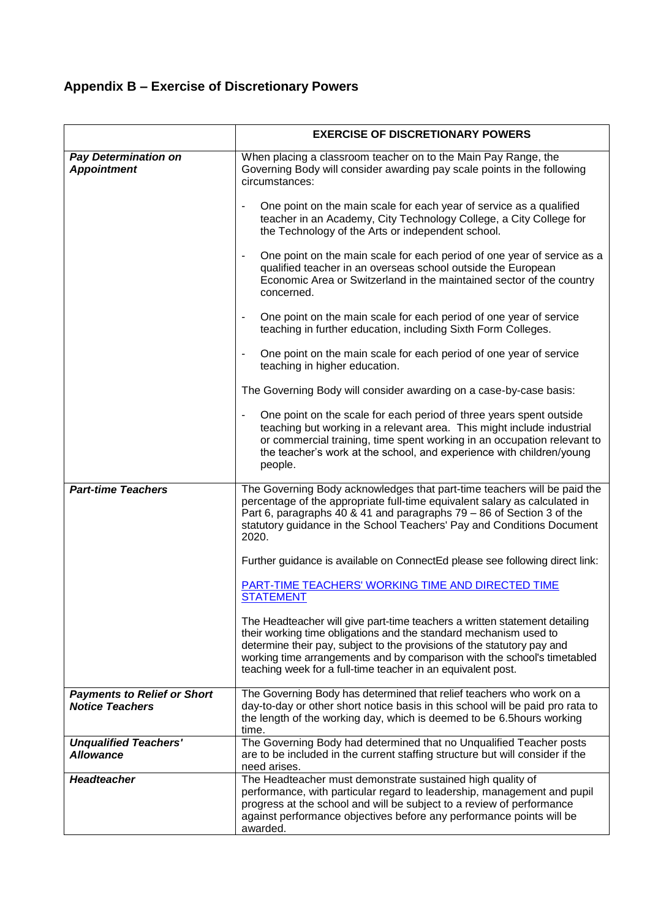## Appendix B – Exercise of Discretionary Powers

| | EXERCISE OF DISCRETIONARY POWERS |
|---|---|
| ***Pay Determination on Appointment*** | When placing a classroom teacher on to the Main Pay Range, the Governing Body will consider awarding pay scale points in the following circumstances:<br><br>- One point on the main scale for each year of service as a qualified teacher in an Academy, City Technology College, a City College for the Technology of the Arts or independent school.<br><br>- One point on the main scale for each period of one year of service as a qualified teacher in an overseas school outside the European Economic Area or Switzerland in the maintained sector of the country concerned.<br><br>- One point on the main scale for each period of one year of service teaching in further education, including Sixth Form Colleges.<br><br>- One point on the main scale for each period of one year of service teaching in higher education.<br><br>The Governing Body will consider awarding on a case-by-case basis:<br><br>- One point on the scale for each period of three years spent outside teaching but working in a relevant area. This might include industrial or commercial training, time spent working in an occupation relevant to the teacher's work at the school, and experience with children/young people. |
| ***Part-time Teachers*** | The Governing Body acknowledges that part-time teachers will be paid the percentage of the appropriate full-time equivalent salary as calculated in Part 6, paragraphs 40 & 41 and paragraphs 79 – 86 of Section 3 of the statutory guidance in the School Teachers' Pay and Conditions Document 2020.<br><br>Further guidance is available on ConnectEd please see following direct link:<br><br>[PART-TIME TEACHERS' WORKING TIME AND DIRECTED TIME STATEMENT]()<br><br>The Headteacher will give part-time teachers a written statement detailing their working time obligations and the standard mechanism used to determine their pay, subject to the provisions of the statutory pay and working time arrangements and by comparison with the school's timetabled teaching week for a full-time teacher in an equivalent post. |
| ***Payments to Relief or Short Notice Teachers*** | The Governing Body has determined that relief teachers who work on a day-to-day or other short notice basis in this school will be paid pro rata to the length of the working day, which is deemed to be 6.5hours working time. |
| ***Unqualified Teachers' Allowance*** | The Governing Body had determined that no Unqualified Teacher posts are to be included in the current staffing structure but will consider if the need arises. |
| ***Headteacher*** | The Headteacher must demonstrate sustained high quality of performance, with particular regard to leadership, management and pupil progress at the school and will be subject to a review of performance against performance objectives before any performance points will be awarded. |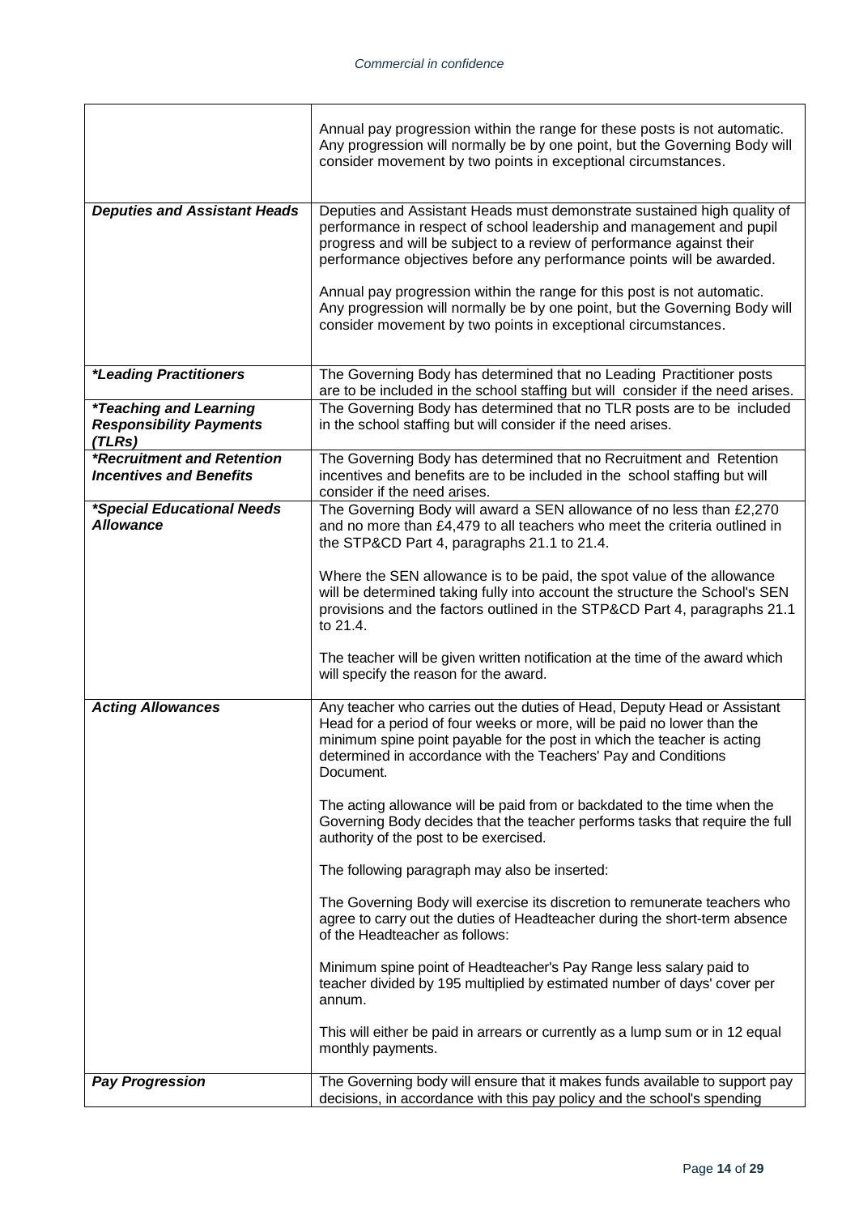| | |
|---|---|
| | Annual pay progression within the range for these posts is not automatic. Any progression will normally be by one point, but the Governing Body will consider movement by two points in exceptional circumstances. |
| ***Deputies and Assistant Heads*** | Deputies and Assistant Heads must demonstrate sustained high quality of performance in respect of school leadership and management and pupil progress and will be subject to a review of performance against their performance objectives before any performance points will be awarded.<br><br>Annual pay progression within the range for this post is not automatic. Any progression will normally be by one point, but the Governing Body will consider movement by two points in exceptional circumstances. |
| ***\*Leading Practitioners*** | The Governing Body has determined that no Leading Practitioner posts are to be included in the school staffing but will consider if the need arises. |
| ***\*Teaching and Learning Responsibility Payments (TLRs)*** | The Governing Body has determined that no TLR posts are to be included in the school staffing but will consider if the need arises. |
| ***\*Recruitment and Retention Incentives and Benefits*** | The Governing Body has determined that no Recruitment and Retention incentives and benefits are to be included in the school staffing but will consider if the need arises. |
| ***\*Special Educational Needs Allowance*** | The Governing Body will award a SEN allowance of no less than £2,270 and no more than £4,479 to all teachers who meet the criteria outlined in the STP&CD Part 4, paragraphs 21.1 to 21.4.<br><br>Where the SEN allowance is to be paid, the spot value of the allowance will be determined taking fully into account the structure the School's SEN provisions and the factors outlined in the STP&CD Part 4, paragraphs 21.1 to 21.4.<br><br>The teacher will be given written notification at the time of the award which will specify the reason for the award. |
| ***Acting Allowances*** | Any teacher who carries out the duties of Head, Deputy Head or Assistant Head for a period of four weeks or more, will be paid no lower than the minimum spine point payable for the post in which the teacher is acting determined in accordance with the Teachers' Pay and Conditions Document.<br><br>The acting allowance will be paid from or backdated to the time when the Governing Body decides that the teacher performs tasks that require the full authority of the post to be exercised.<br><br>The following paragraph may also be inserted:<br><br>The Governing Body will exercise its discretion to remunerate teachers who agree to carry out the duties of Headteacher during the short-term absence of the Headteacher as follows:<br><br>Minimum spine point of Headteacher's Pay Range less salary paid to teacher divided by 195 multiplied by estimated number of days' cover per annum.<br><br>This will either be paid in arrears or currently as a lump sum or in 12 equal monthly payments. |
| ***Pay Progression*** | The Governing body will ensure that it makes funds available to support pay decisions, in accordance with this pay policy and the school's spending |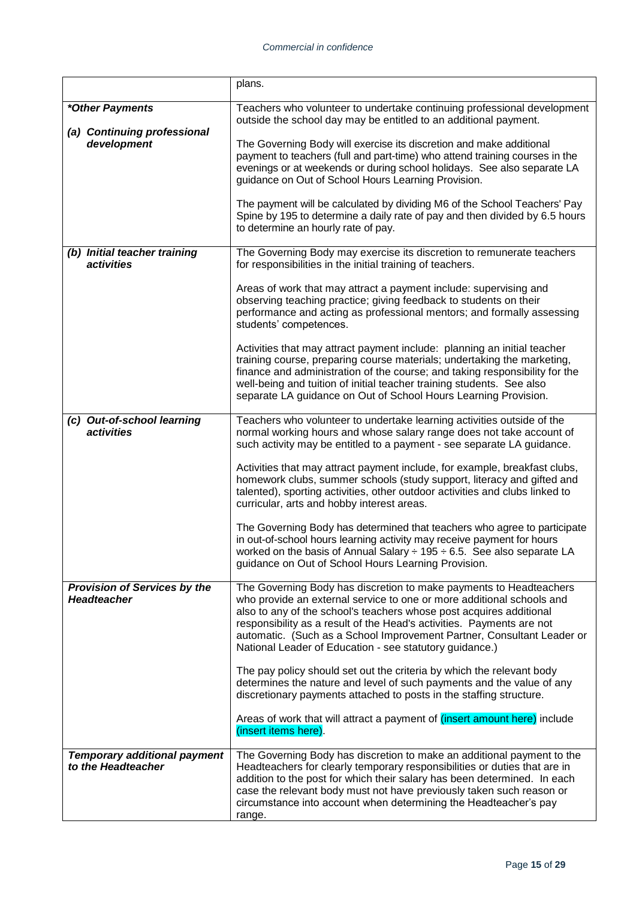|  |  |
| --- | --- |
|  | plans. |
| ***Other Payments***<br><br>***(a) Continuing professional development*** | Teachers who volunteer to undertake continuing professional development outside the school day may be entitled to an additional payment.<br><br>The Governing Body will exercise its discretion and make additional payment to teachers (full and part-time) who attend training courses in the evenings or at weekends or during school holidays. See also separate LA guidance on Out of School Hours Learning Provision.<br><br>The payment will be calculated by dividing M6 of the School Teachers' Pay Spine by 195 to determine a daily rate of pay and then divided by 6.5 hours to determine an hourly rate of pay. |
| ***(b) Initial teacher training activities*** | The Governing Body may exercise its discretion to remunerate teachers for responsibilities in the initial training of teachers.<br><br>Areas of work that may attract a payment include: supervising and observing teaching practice; giving feedback to students on their performance and acting as professional mentors; and formally assessing students' competences.<br><br>Activities that may attract payment include: planning an initial teacher training course, preparing course materials; undertaking the marketing, finance and administration of the course; and taking responsibility for the well-being and tuition of initial teacher training students. See also separate LA guidance on Out of School Hours Learning Provision. |
| ***(c) Out-of-school learning activities*** | Teachers who volunteer to undertake learning activities outside of the normal working hours and whose salary range does not take account of such activity may be entitled to a payment - see separate LA guidance.<br><br>Activities that may attract payment include, for example, breakfast clubs, homework clubs, summer schools (study support, literacy and gifted and talented), sporting activities, other outdoor activities and clubs linked to curricular, arts and hobby interest areas.<br><br>The Governing Body has determined that teachers who agree to participate in out-of-school hours learning activity may receive payment for hours worked on the basis of Annual Salary ÷ 195 ÷ 6.5. See also separate LA guidance on Out of School Hours Learning Provision. |
| ***Provision of Services by the Headteacher*** | The Governing Body has discretion to make payments to Headteachers who provide an external service to one or more additional schools and also to any of the school's teachers whose post acquires additional responsibility as a result of the Head's activities. Payments are not automatic. (Such as a School Improvement Partner, Consultant Leader or National Leader of Education - see statutory guidance.)<br><br>The pay policy should set out the criteria by which the relevant body determines the nature and level of such payments and the value of any discretionary payments attached to posts in the staffing structure.<br><br>Areas of work that will attract a payment of (insert amount here) include (insert items here). |
| ***Temporary additional payment to the Headteacher*** | The Governing Body has discretion to make an additional payment to the Headteachers for clearly temporary responsibilities or duties that are in addition to the post for which their salary has been determined. In each case the relevant body must not have previously taken such reason or circumstance into account when determining the Headteacher's pay range. |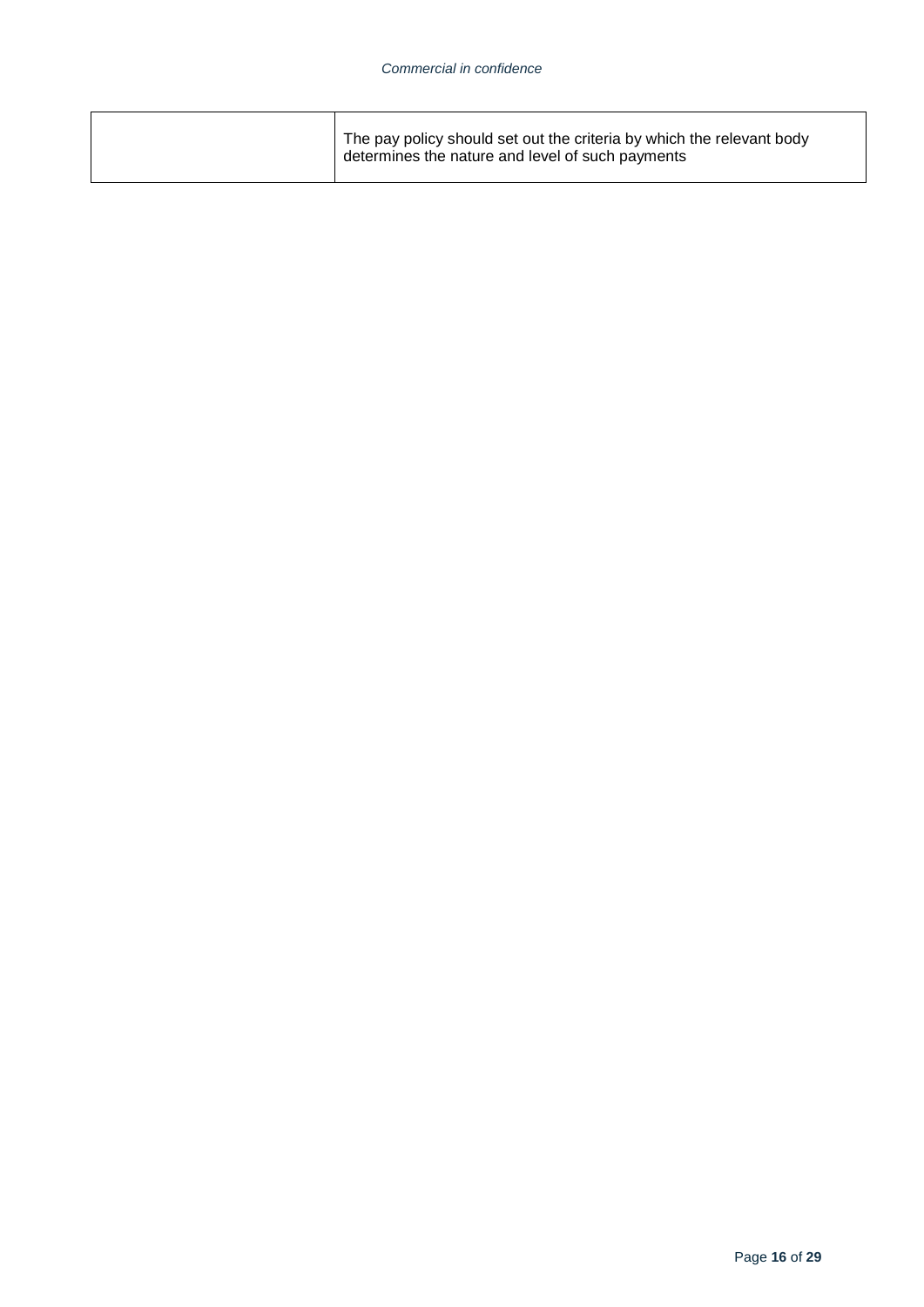| | |
|---|---|
| | The pay policy should set out the criteria by which the relevant body determines the nature and level of such payments |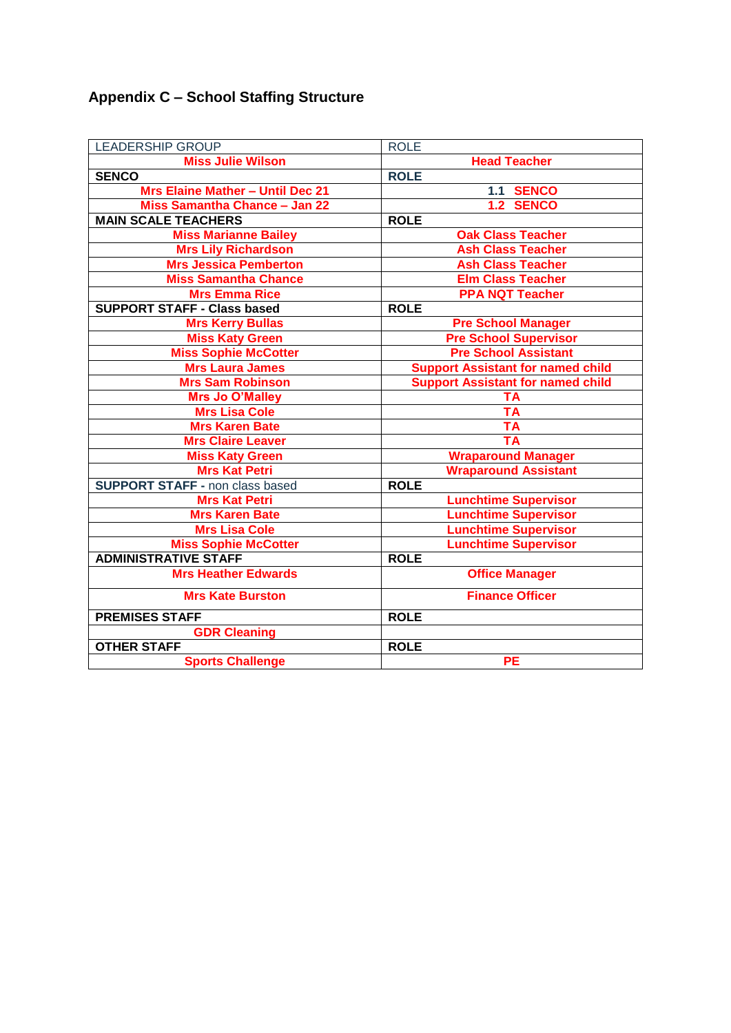## Appendix C – School Staffing Structure

| LEADERSHIP GROUP | ROLE |
|---|---|
| Miss Julie Wilson | Head Teacher |
| **SENCO** | **ROLE** |
| Mrs Elaine Mather – Until Dec 21 | 1.1 SENCO |
| Miss Samantha Chance – Jan 22 | 1.2 SENCO |
| **MAIN SCALE TEACHERS** | **ROLE** |
| Miss Marianne Bailey | Oak Class Teacher |
| Mrs Lily Richardson | Ash Class Teacher |
| Mrs Jessica Pemberton | Ash Class Teacher |
| Miss Samantha Chance | Elm Class Teacher |
| Mrs Emma Rice | PPA NQT Teacher |
| **SUPPORT STAFF - Class based** | **ROLE** |
| Mrs Kerry Bullas | Pre School Manager |
| Miss Katy Green | Pre School Supervisor |
| Miss Sophie McCotter | Pre School Assistant |
| Mrs Laura James | Support Assistant for named child |
| Mrs Sam Robinson | Support Assistant for named child |
| Mrs Jo O'Malley | TA |
| Mrs Lisa Cole | TA |
| Mrs Karen Bate | TA |
| Mrs Claire Leaver | TA |
| Miss Katy Green | Wraparound Manager |
| Mrs Kat Petri | Wraparound Assistant |
| **SUPPORT STAFF -** non class based | **ROLE** |
| Mrs Kat Petri | Lunchtime Supervisor |
| Mrs Karen Bate | Lunchtime Supervisor |
| Mrs Lisa Cole | Lunchtime Supervisor |
| Miss Sophie McCotter | Lunchtime Supervisor |
| **ADMINISTRATIVE STAFF** | **ROLE** |
| Mrs Heather Edwards | Office Manager |
| Mrs Kate Burston | Finance Officer |
| **PREMISES STAFF** | **ROLE** |
| GDR Cleaning | |
| **OTHER STAFF** | **ROLE** |
| Sports Challenge | PE |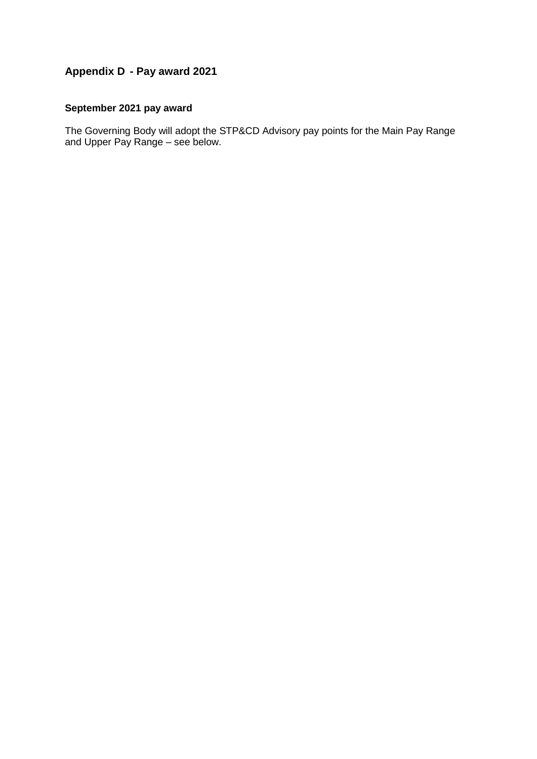## Appendix D - Pay award 2021

### September 2021 pay award

The Governing Body will adopt the STP&CD Advisory pay points for the Main Pay Range and Upper Pay Range – see below.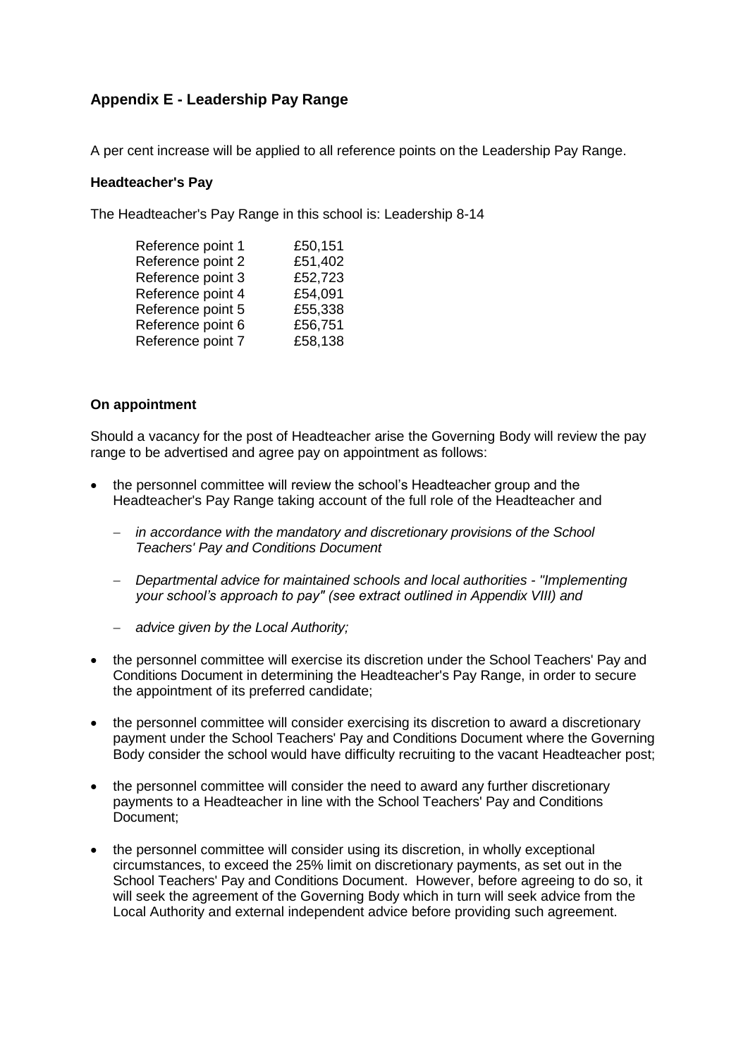## Appendix E - Leadership Pay Range

A per cent increase will be applied to all reference points on the Leadership Pay Range.

**Headteacher's Pay**

The Headteacher's Pay Range in this school is: Leadership 8-14

| | |
|---|---|
| Reference point 1 | £50,151 |
| Reference point 2 | £51,402 |
| Reference point 3 | £52,723 |
| Reference point 4 | £54,091 |
| Reference point 5 | £55,338 |
| Reference point 6 | £56,751 |
| Reference point 7 | £58,138 |

**On appointment**

Should a vacancy for the post of Headteacher arise the Governing Body will review the pay range to be advertised and agree pay on appointment as follows:

- the personnel committee will review the school's Headteacher group and the Headteacher's Pay Range taking account of the full role of the Headteacher and
  - *in accordance with the mandatory and discretionary provisions of the School Teachers' Pay and Conditions Document*
  - *Departmental advice for maintained schools and local authorities - "Implementing your school's approach to pay" (see extract outlined in Appendix VIII) and*
  - *advice given by the Local Authority;*
- the personnel committee will exercise its discretion under the School Teachers' Pay and Conditions Document in determining the Headteacher's Pay Range, in order to secure the appointment of its preferred candidate;
- the personnel committee will consider exercising its discretion to award a discretionary payment under the School Teachers' Pay and Conditions Document where the Governing Body consider the school would have difficulty recruiting to the vacant Headteacher post;
- the personnel committee will consider the need to award any further discretionary payments to a Headteacher in line with the School Teachers' Pay and Conditions Document;
- the personnel committee will consider using its discretion, in wholly exceptional circumstances, to exceed the 25% limit on discretionary payments, as set out in the School Teachers' Pay and Conditions Document. However, before agreeing to do so, it will seek the agreement of the Governing Body which in turn will seek advice from the Local Authority and external independent advice before providing such agreement.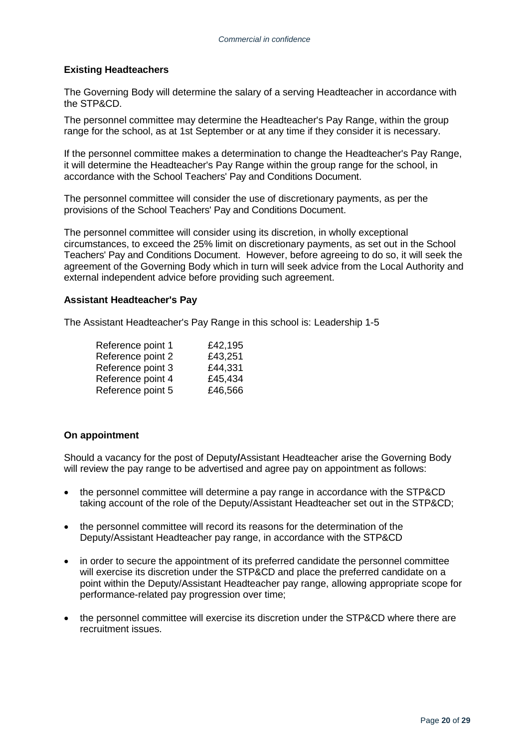**Existing Headteachers**

The Governing Body will determine the salary of a serving Headteacher in accordance with the STP&CD.

The personnel committee may determine the Headteacher's Pay Range, within the group range for the school, as at 1st September or at any time if they consider it is necessary.

If the personnel committee makes a determination to change the Headteacher's Pay Range, it will determine the Headteacher's Pay Range within the group range for the school, in accordance with the School Teachers' Pay and Conditions Document.

The personnel committee will consider the use of discretionary payments, as per the provisions of the School Teachers' Pay and Conditions Document.

The personnel committee will consider using its discretion, in wholly exceptional circumstances, to exceed the 25% limit on discretionary payments, as set out in the School Teachers' Pay and Conditions Document. However, before agreeing to do so, it will seek the agreement of the Governing Body which in turn will seek advice from the Local Authority and external independent advice before providing such agreement.

**Assistant Headteacher's Pay**

The Assistant Headteacher's Pay Range in this school is: Leadership 1-5

| | |
|---|---|
| Reference point 1 | £42,195 |
| Reference point 2 | £43,251 |
| Reference point 3 | £44,331 |
| Reference point 4 | £45,434 |
| Reference point 5 | £46,566 |

**On appointment**

Should a vacancy for the post of Deputy/Assistant Headteacher arise the Governing Body will review the pay range to be advertised and agree pay on appointment as follows:

- the personnel committee will determine a pay range in accordance with the STP&CD taking account of the role of the Deputy/Assistant Headteacher set out in the STP&CD;
- the personnel committee will record its reasons for the determination of the Deputy/Assistant Headteacher pay range, in accordance with the STP&CD
- in order to secure the appointment of its preferred candidate the personnel committee will exercise its discretion under the STP&CD and place the preferred candidate on a point within the Deputy/Assistant Headteacher pay range, allowing appropriate scope for performance-related pay progression over time;
- the personnel committee will exercise its discretion under the STP&CD where there are recruitment issues.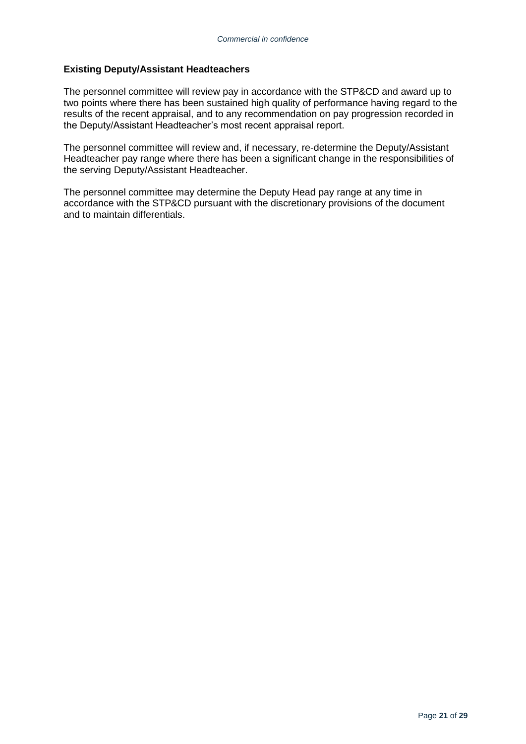### Existing Deputy/Assistant Headteachers

The personnel committee will review pay in accordance with the STP&CD and award up to two points where there has been sustained high quality of performance having regard to the results of the recent appraisal, and to any recommendation on pay progression recorded in the Deputy/Assistant Headteacher's most recent appraisal report.

The personnel committee will review and, if necessary, re-determine the Deputy/Assistant Headteacher pay range where there has been a significant change in the responsibilities of the serving Deputy/Assistant Headteacher.

The personnel committee may determine the Deputy Head pay range at any time in accordance with the STP&CD pursuant with the discretionary provisions of the document and to maintain differentials.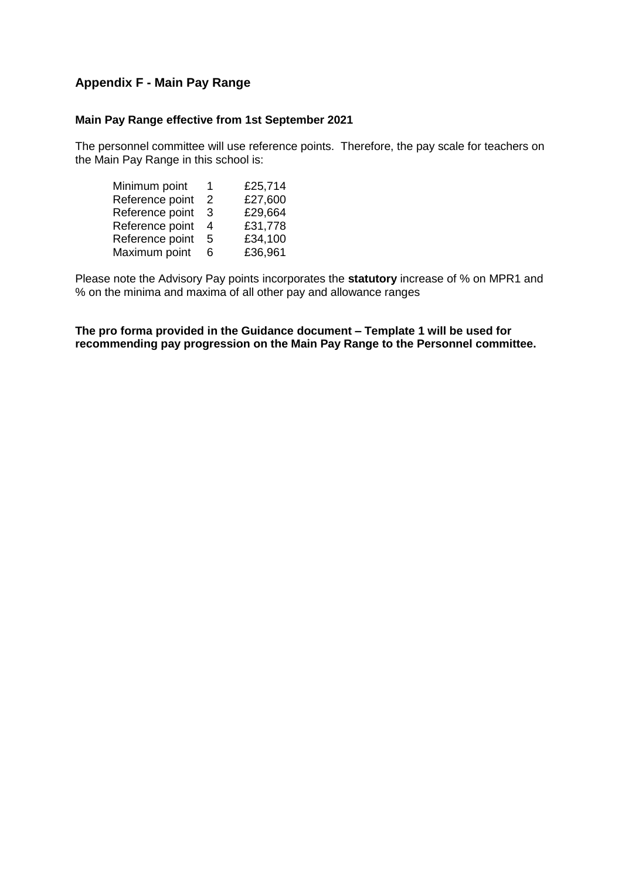## Appendix F - Main Pay Range

### Main Pay Range effective from 1st September 2021

The personnel committee will use reference points. Therefore, the pay scale for teachers on the Main Pay Range in this school is:

| | | |
|---|---|---|
| Minimum point | 1 | £25,714 |
| Reference point | 2 | £27,600 |
| Reference point | 3 | £29,664 |
| Reference point | 4 | £31,778 |
| Reference point | 5 | £34,100 |
| Maximum point | 6 | £36,961 |

Please note the Advisory Pay points incorporates the **statutory** increase of % on MPR1 and % on the minima and maxima of all other pay and allowance ranges

**The pro forma provided in the Guidance document – Template 1 will be used for recommending pay progression on the Main Pay Range to the Personnel committee.**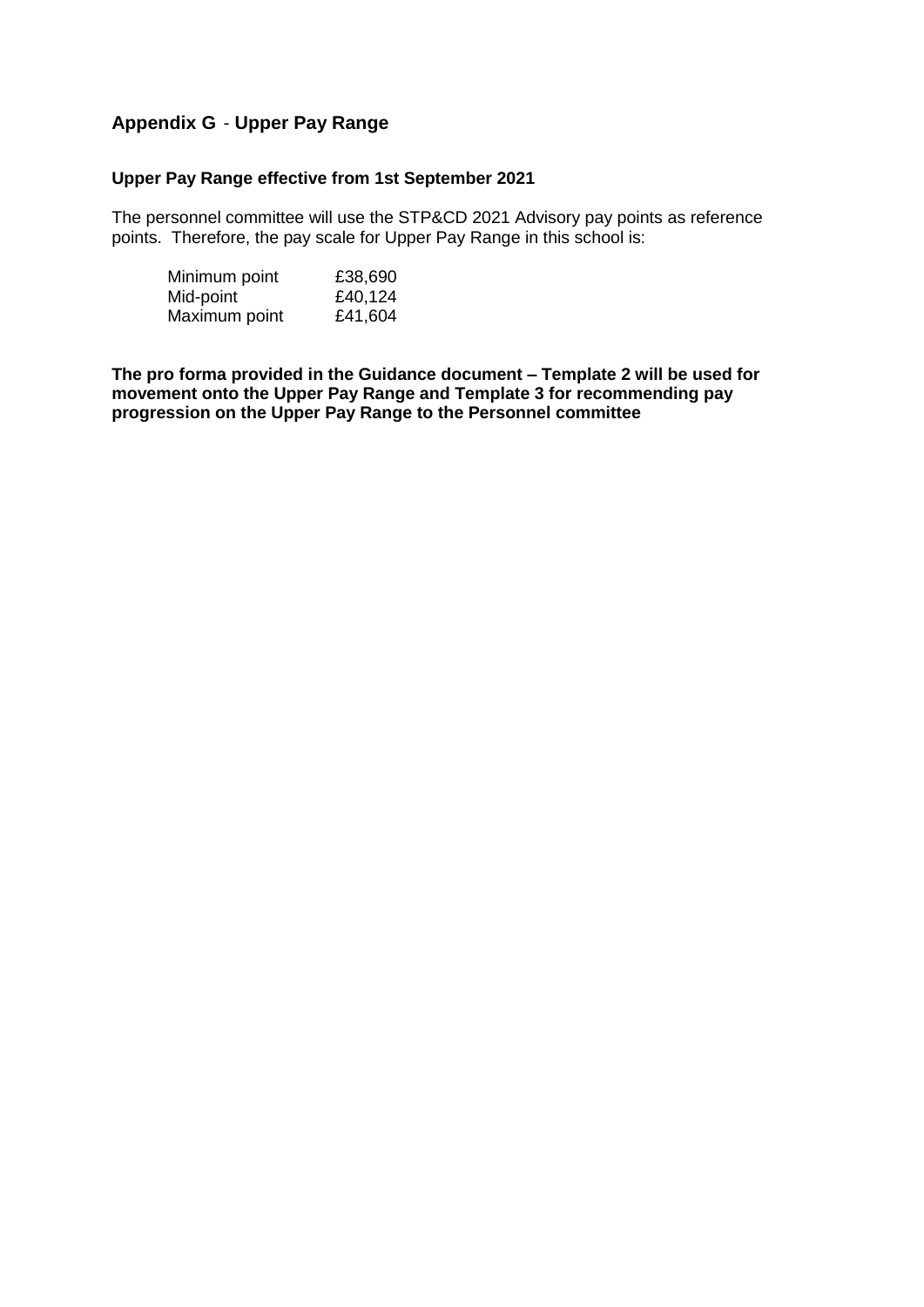## Appendix G - Upper Pay Range

**Upper Pay Range effective from 1st September 2021**

The personnel committee will use the STP&CD 2021 Advisory pay points as reference points. Therefore, the pay scale for Upper Pay Range in this school is:

| | |
|---|---|
| Minimum point | £38,690 |
| Mid-point | £40,124 |
| Maximum point | £41,604 |

**The pro forma provided in the Guidance document – Template 2 will be used for movement onto the Upper Pay Range and Template 3 for recommending pay progression on the Upper Pay Range to the Personnel committee**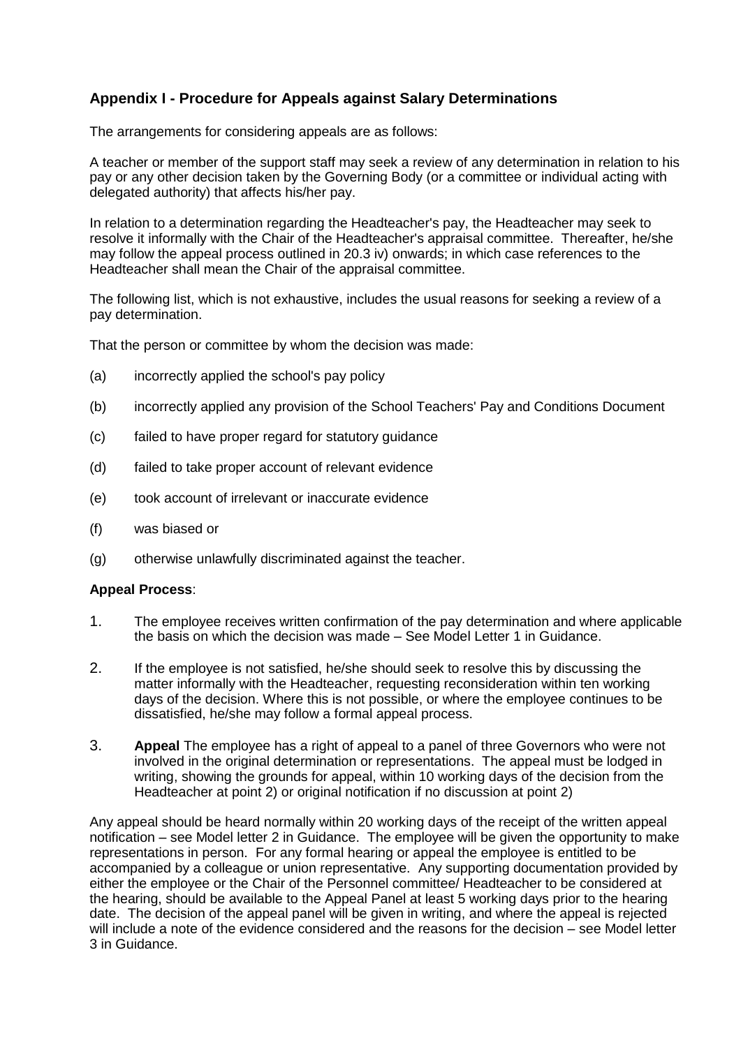## Appendix I - Procedure for Appeals against Salary Determinations

The arrangements for considering appeals are as follows:

A teacher or member of the support staff may seek a review of any determination in relation to his pay or any other decision taken by the Governing Body (or a committee or individual acting with delegated authority) that affects his/her pay.

In relation to a determination regarding the Headteacher's pay, the Headteacher may seek to resolve it informally with the Chair of the Headteacher's appraisal committee. Thereafter, he/she may follow the appeal process outlined in 20.3 iv) onwards; in which case references to the Headteacher shall mean the Chair of the appraisal committee.

The following list, which is not exhaustive, includes the usual reasons for seeking a review of a pay determination.

That the person or committee by whom the decision was made:

(a) incorrectly applied the school's pay policy

(b) incorrectly applied any provision of the School Teachers' Pay and Conditions Document

(c) failed to have proper regard for statutory guidance

(d) failed to take proper account of relevant evidence

(e) took account of irrelevant or inaccurate evidence

(f) was biased or

(g) otherwise unlawfully discriminated against the teacher.

**Appeal Process**:

1. The employee receives written confirmation of the pay determination and where applicable the basis on which the decision was made – See Model Letter 1 in Guidance.

2. If the employee is not satisfied, he/she should seek to resolve this by discussing the matter informally with the Headteacher, requesting reconsideration within ten working days of the decision. Where this is not possible, or where the employee continues to be dissatisfied, he/she may follow a formal appeal process.

3. **Appeal** The employee has a right of appeal to a panel of three Governors who were not involved in the original determination or representations. The appeal must be lodged in writing, showing the grounds for appeal, within 10 working days of the decision from the Headteacher at point 2) or original notification if no discussion at point 2)

Any appeal should be heard normally within 20 working days of the receipt of the written appeal notification – see Model letter 2 in Guidance. The employee will be given the opportunity to make representations in person. For any formal hearing or appeal the employee is entitled to be accompanied by a colleague or union representative. Any supporting documentation provided by either the employee or the Chair of the Personnel committee/ Headteacher to be considered at the hearing, should be available to the Appeal Panel at least 5 working days prior to the hearing date. The decision of the appeal panel will be given in writing, and where the appeal is rejected will include a note of the evidence considered and the reasons for the decision – see Model letter 3 in Guidance.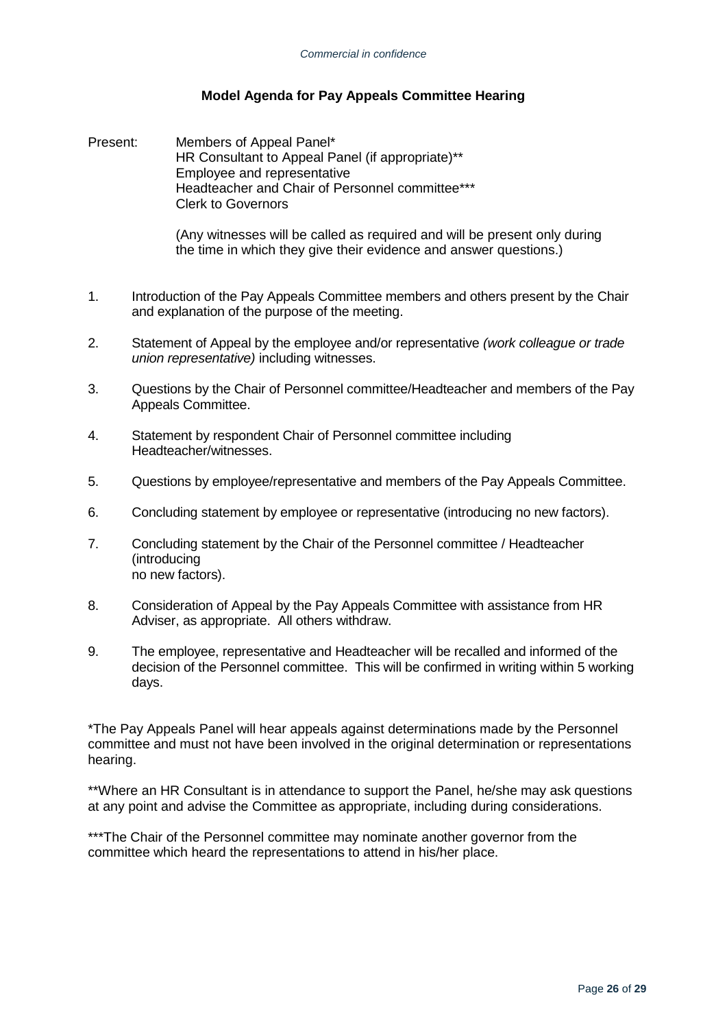## Model Agenda for Pay Appeals Committee Hearing

Present:
Members of Appeal Panel*
HR Consultant to Appeal Panel (if appropriate)**
Employee and representative
Headteacher and Chair of Personnel committee***
Clerk to Governors

(Any witnesses will be called as required and will be present only during the time in which they give their evidence and answer questions.)

1. Introduction of the Pay Appeals Committee members and others present by the Chair and explanation of the purpose of the meeting.

2. Statement of Appeal by the employee and/or representative *(work colleague or trade union representative)* including witnesses.

3. Questions by the Chair of Personnel committee/Headteacher and members of the Pay Appeals Committee.

4. Statement by respondent Chair of Personnel committee including Headteacher/witnesses.

5. Questions by employee/representative and members of the Pay Appeals Committee.

6. Concluding statement by employee or representative (introducing no new factors).

7. Concluding statement by the Chair of the Personnel committee / Headteacher (introducing no new factors).

8. Consideration of Appeal by the Pay Appeals Committee with assistance from HR Adviser, as appropriate. All others withdraw.

9. The employee, representative and Headteacher will be recalled and informed of the decision of the Personnel committee. This will be confirmed in writing within 5 working days.

*The Pay Appeals Panel will hear appeals against determinations made by the Personnel committee and must not have been involved in the original determination or representations hearing.

**Where an HR Consultant is in attendance to support the Panel, he/she may ask questions at any point and advise the Committee as appropriate, including during considerations.

***The Chair of the Personnel committee may nominate another governor from the committee which heard the representations to attend in his/her place.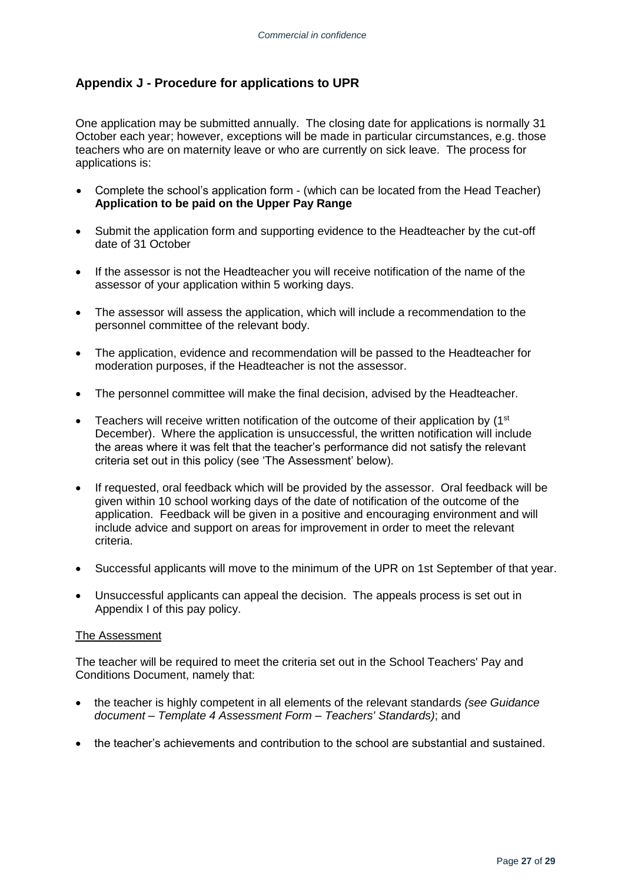## Appendix J - Procedure for applications to UPR

One application may be submitted annually. The closing date for applications is normally 31 October each year; however, exceptions will be made in particular circumstances, e.g. those teachers who are on maternity leave or who are currently on sick leave. The process for applications is:

- Complete the school's application form - (which can be located from the Head Teacher) **Application to be paid on the Upper Pay Range**
- Submit the application form and supporting evidence to the Headteacher by the cut-off date of 31 October
- If the assessor is not the Headteacher you will receive notification of the name of the assessor of your application within 5 working days.
- The assessor will assess the application, which will include a recommendation to the personnel committee of the relevant body.
- The application, evidence and recommendation will be passed to the Headteacher for moderation purposes, if the Headteacher is not the assessor.
- The personnel committee will make the final decision, advised by the Headteacher.
- Teachers will receive written notification of the outcome of their application by (1st December). Where the application is unsuccessful, the written notification will include the areas where it was felt that the teacher's performance did not satisfy the relevant criteria set out in this policy (see 'The Assessment' below).
- If requested, oral feedback which will be provided by the assessor. Oral feedback will be given within 10 school working days of the date of notification of the outcome of the application. Feedback will be given in a positive and encouraging environment and will include advice and support on areas for improvement in order to meet the relevant criteria.
- Successful applicants will move to the minimum of the UPR on 1st September of that year.
- Unsuccessful applicants can appeal the decision. The appeals process is set out in Appendix I of this pay policy.

The Assessment

The teacher will be required to meet the criteria set out in the School Teachers' Pay and Conditions Document, namely that:

- the teacher is highly competent in all elements of the relevant standards *(see Guidance document – Template 4 Assessment Form – Teachers' Standards)*; and
- the teacher's achievements and contribution to the school are substantial and sustained.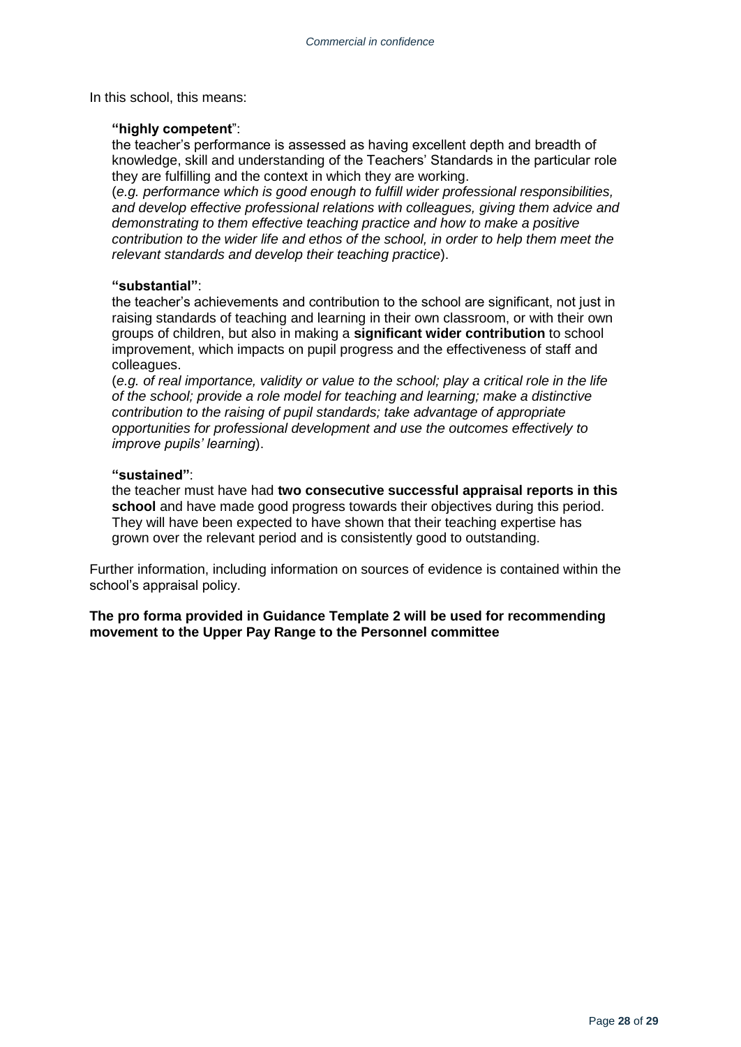In this school, this means:

**"highly competent"**:
the teacher's performance is assessed as having excellent depth and breadth of knowledge, skill and understanding of the Teachers' Standards in the particular role they are fulfilling and the context in which they are working.
(*e.g. performance which is good enough to fulfill wider professional responsibilities, and develop effective professional relations with colleagues, giving them advice and demonstrating to them effective teaching practice and how to make a positive contribution to the wider life and ethos of the school, in order to help them meet the relevant standards and develop their teaching practice*).

**"substantial"**:
the teacher's achievements and contribution to the school are significant, not just in raising standards of teaching and learning in their own classroom, or with their own groups of children, but also in making a **significant wider contribution** to school improvement, which impacts on pupil progress and the effectiveness of staff and colleagues.
(*e.g. of real importance, validity or value to the school; play a critical role in the life of the school; provide a role model for teaching and learning; make a distinctive contribution to the raising of pupil standards; take advantage of appropriate opportunities for professional development and use the outcomes effectively to improve pupils' learning*).

**"sustained"**:
the teacher must have had **two consecutive successful appraisal reports in this school** and have made good progress towards their objectives during this period. They will have been expected to have shown that their teaching expertise has grown over the relevant period and is consistently good to outstanding.

Further information, including information on sources of evidence is contained within the school's appraisal policy.

**The pro forma provided in Guidance Template 2 will be used for recommending movement to the Upper Pay Range to the Personnel committee**